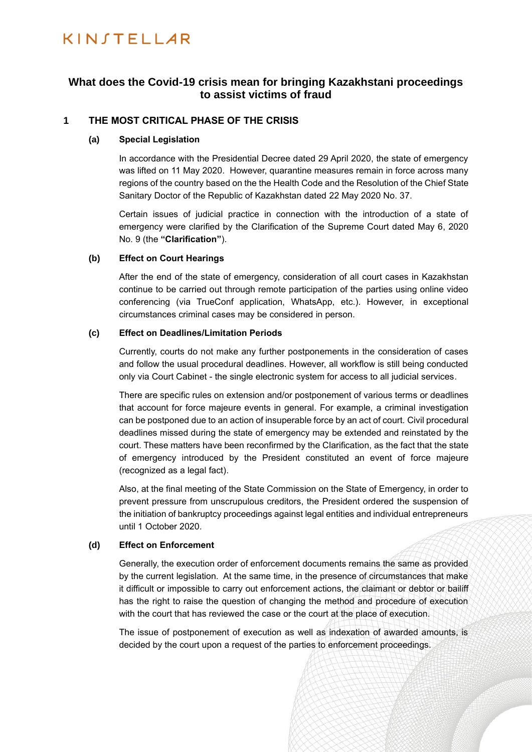KINSTELLAR

# What does the Covid-19 crisis mean for bringing Kazakhstani proceedings to assist victims of fraud

## 1 THE MOST CRITICAL PHASE OF THE CRISIS

### (a) Special Legislation

In accordance with the Presidential Decree dated 29 April 2020, the state of emergency was lifted on 11 May 2020. However, quarantine measures remain in force across many regions of the country based on the the Health Code and the Resolution of the Chief State Sanitary Doctor of the Republic of Kazakhstan dated 22 May 2020 No. 37.

Certain issues of judicial practice in connection with the introduction of a state of emergency were clarified by the Clarification of the Supreme Court dated May 6, 2020 No. 9 (the **"Clarification"**).

### (b) Effect on Court Hearings

After the end of the state of emergency, consideration of all court cases in Kazakhstan continue to be carried out through remote participation of the parties using online video conferencing (via TrueConf application, WhatsApp, etc.). However, in exceptional circumstances criminal cases may be considered in person.

### (c) Effect on Deadlines/Limitation Periods

Currently, courts do not make any further postponements in the consideration of cases and follow the usual procedural deadlines. However, all workflow is still being conducted only via Court Cabinet - the single electronic system for access to all judicial services.

There are specific rules on extension and/or postponement of various terms or deadlines that account for force majeure events in general. For example, a criminal investigation can be postponed due to an action of insuperable force by an act of court. Civil procedural deadlines missed during the state of emergency may be extended and reinstated by the court. These matters have been reconfirmed by the Clarification, as the fact that the state of emergency introduced by the President constituted an event of force majeure (recognized as a legal fact).

Also, at the final meeting of the State Commission on the State of Emergency, in order to prevent pressure from unscrupulous creditors, the President ordered the suspension of the initiation of bankruptcy proceedings against legal entities and individual entrepreneurs until 1 October 2020.

### (d) Effect on Enforcement

Generally, the execution order of enforcement documents remains the same as provided by the current legislation. At the same time, in the presence of circumstances that make it difficult or impossible to carry out enforcement actions, the claimant or debtor or bailiff has the right to raise the question of changing the method and procedure of execution with the court that has reviewed the case or the court at the place of execution.

The issue of postponement of execution as well as indexation of awarded amounts, is decided by the court upon a request of the parties to enforcement proceedings.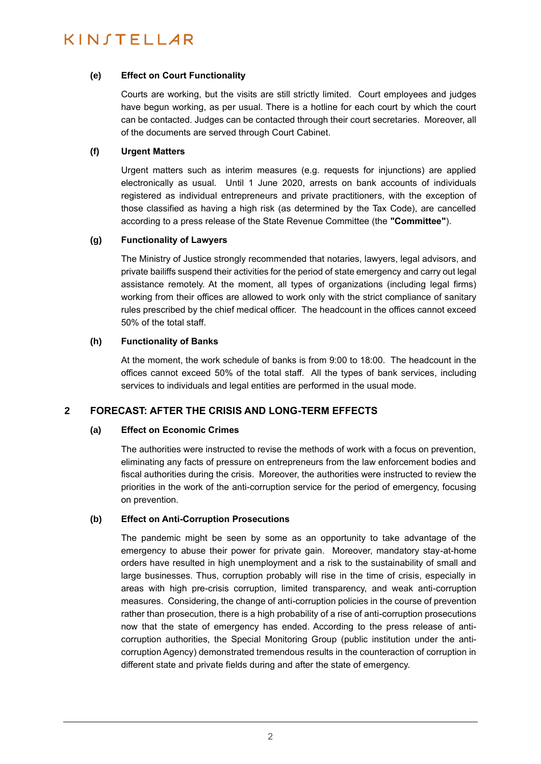#### (e) Effect on Court Functionality

Courts are working, but the visits are still strictly limited. Court employees and judges have begun working, as per usual. There is a hotline for each court by which the court can be contacted. Judges can be contacted through their court secretaries. Moreover, all of the documents are served through Court Cabinet.

#### (f) Urgent Matters

Urgent matters such as interim measures (e.g. requests for injunctions) are applied electronically as usual. Until 1 June 2020, arrests on bank accounts of individuals registered as individual entrepreneurs and private practitioners, with the exception of those classified as having a high risk (as determined by the Tax Code), are cancelled according to a press release of the State Revenue Committee (the **"Committee"**).

#### (g) Functionality of Lawyers

The Ministry of Justice strongly recommended that notaries, lawyers, legal advisors, and private bailiffs suspend their activities for the period of state emergency and carry out legal assistance remotely. At the moment, all types of organizations (including legal firms) working from their offices are allowed to work only with the strict compliance of sanitary rules prescribed by the chief medical officer. The headcount in the offices cannot exceed 50% of the total staff.

#### (h) Functionality of Banks

At the moment, the work schedule of banks is from 9:00 to 18:00. The headcount in the offices cannot exceed 50% of the total staff. All the types of bank services, including services to individuals and legal entities are performed in the usual mode.

## 2 FORECAST: AFTER THE CRISIS AND LONG-TERM EFFECTS

#### (a) Effect on Economic Crimes

The authorities were instructed to revise the methods of work with a focus on prevention, eliminating any facts of pressure on entrepreneurs from the law enforcement bodies and fiscal authorities during the crisis. Moreover, the authorities were instructed to review the priorities in the work of the anti-corruption service for the period of emergency, focusing on prevention.

#### (b) Effect on Anti-Corruption Prosecutions

The pandemic might be seen by some as an opportunity to take advantage of the emergency to abuse their power for private gain. Moreover, mandatory stay-at-home orders have resulted in high unemployment and a risk to the sustainability of small and large businesses. Thus, corruption probably will rise in the time of crisis, especially in areas with high pre-crisis corruption, limited transparency, and weak anti-corruption measures. Considering, the change of anti-corruption policies in the course of prevention rather than prosecution, there is a high probability of a rise of anti-corruption prosecutions now that the state of emergency has ended. According to the press release of anti-corruption authorities, the Special Monitoring Group (public institution under the anti-corruption Agency) demonstrated tremendous results in the counteraction of corruption in different state and private fields during and after the state of emergency.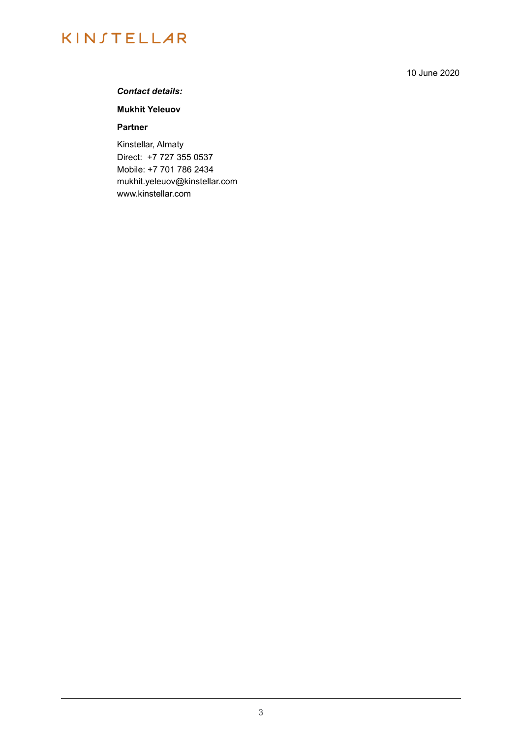10 June 2020

***Contact details:***

**Mukhit Yeleuov**

**Partner**

Kinstellar, Almaty
Direct: +7 727 355 0537
Mobile: +7 701 786 2434
mukhit.yeleuov@kinstellar.com
www.kinstellar.com